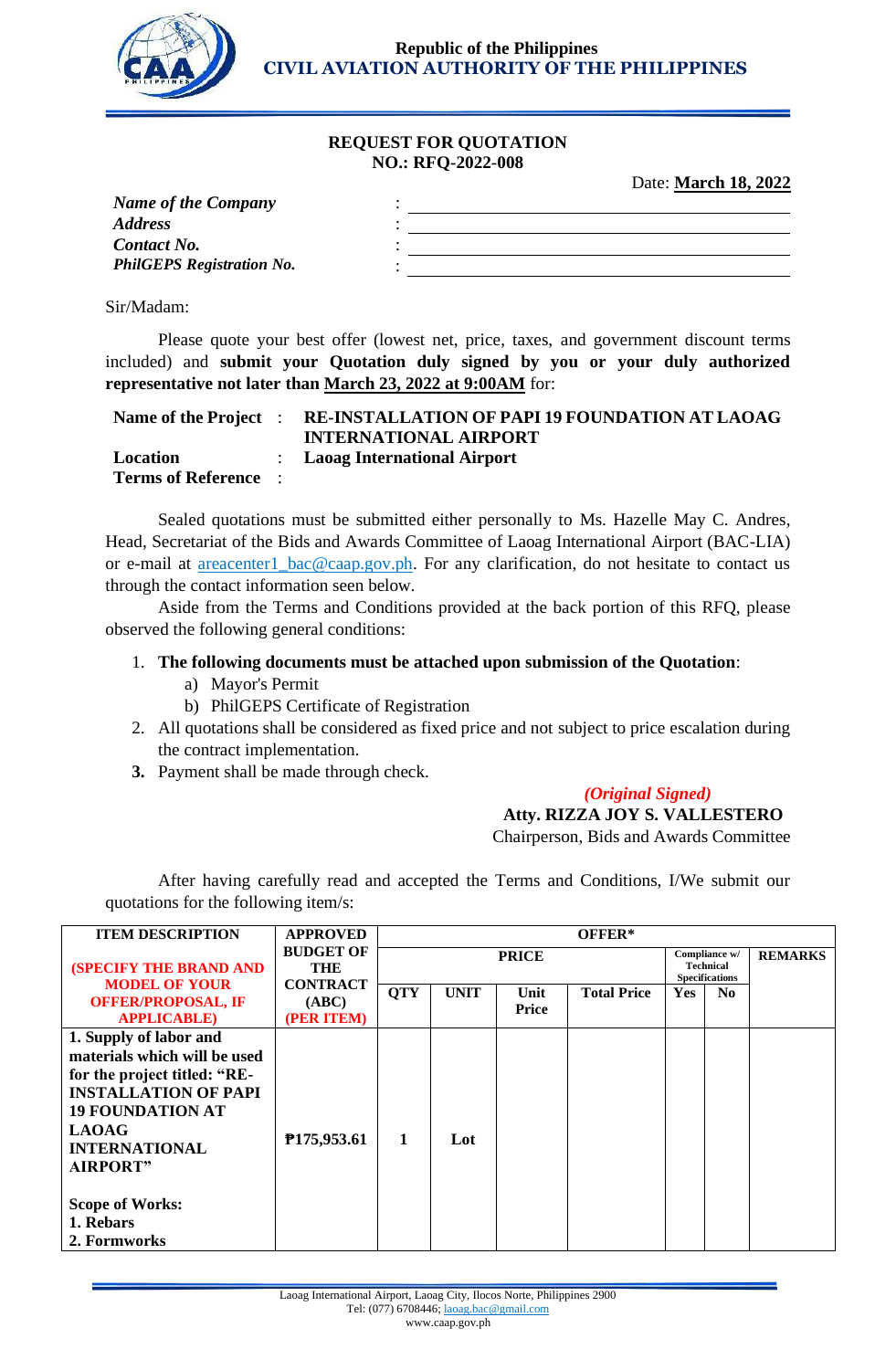Republic of the Philippines
**CIVIL AVIATION AUTHORITY OF THE PHILIPPINES**

## REQUEST FOR QUOTATION
**NO.: RFQ-2022-008**

Date: **March 18, 2022**

| | | |
|---|---|---|
| ***Name of the Company*** | : | ______________________ |
| ***Address*** | : | ______________________ |
| ***Contact No.*** | : | ______________________ |
| ***PhilGEPS Registration No.*** | : | ______________________ |

Sir/Madam:

Please quote your best offer (lowest net, price, taxes, and government discount terms included) and **submit your Quotation duly signed by you or your duly authorized representative not later than March 23, 2022 at 9:00AM** for:

| | | |
|---|---|---|
| **Name of the Project** | : | **RE-INSTALLATION OF PAPI 19 FOUNDATION AT LAOAG INTERNATIONAL AIRPORT** |
| **Location** | : | **Laoag International Airport** |
| **Terms of Reference** | : | |

Sealed quotations must be submitted either personally to Ms. Hazelle May C. Andres, Head, Secretariat of the Bids and Awards Committee of Laoag International Airport (BAC-LIA) or e-mail at areacenter1_bac@caap.gov.ph. For any clarification, do not hesitate to contact us through the contact information seen below.

Aside from the Terms and Conditions provided at the back portion of this RFQ, please observed the following general conditions:

1. **The following documents must be attached upon submission of the Quotation**:
   a) Mayor's Permit
   b) PhilGEPS Certificate of Registration
2. All quotations shall be considered as fixed price and not subject to price escalation during the contract implementation.
3. Payment shall be made through check.

*(Original Signed)*
**Atty. RIZZA JOY S. VALLESTERO**
Chairperson, Bids and Awards Committee

After having carefully read and accepted the Terms and Conditions, I/We submit our quotations for the following item/s:

| ITEM DESCRIPTION (SPECIFY THE BRAND AND MODEL OF YOUR OFFER/PROPOSAL, IF APPLICABLE) | APPROVED BUDGET OF THE CONTRACT (ABC) (PER ITEM) | OFFER* | | | | | | |
|---|---|---|---|---|---|---|---|---|
| | | PRICE | | | | Compliance w/ Technical Specifications | | REMARKS |
| | | QTY | UNIT | Unit Price | Total Price | Yes | No | |
| **1. Supply of labor and materials which will be used for the project titled: "RE-INSTALLATION OF PAPI 19 FOUNDATION AT LAOAG INTERNATIONAL AIRPORT"**<br><br>**Scope of Works:**<br>**1. Rebars**<br>**2. Formworks** | **₱175,953.61** | **1** | **Lot** | | | | | |

Laoag International Airport, Laoag City, Ilocos Norte, Philippines 2900
Tel: (077) 6708446; laoag.bac@gmail.com
www.caap.gov.ph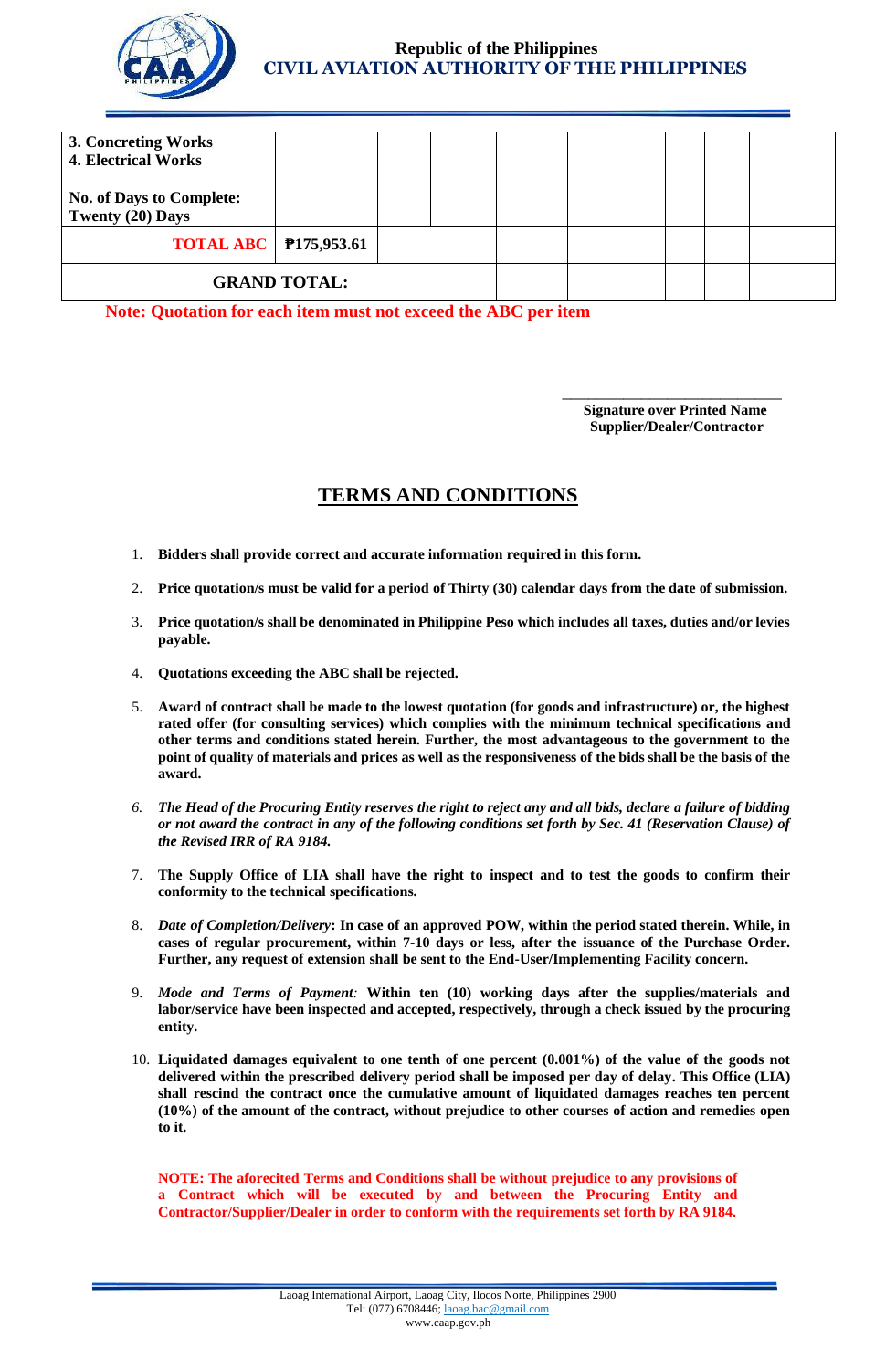| | | | | | | | | |
|---|---|---|---|---|---|---|---|---|
| **3. Concreting Works**<br>**4. Electrical Works**<br><br>**No. of Days to Complete: Twenty (20) Days** | | | | | | | | |
| **TOTAL ABC** | **₱175,953.61** | | | | | | | |
| **GRAND TOTAL:** | | | | | | | | |

**Note: Quotation for each item must not exceed the ABC per item**

_______________________________
**Signature over Printed Name**
**Supplier/Dealer/Contractor**

## TERMS AND CONDITIONS

1. **Bidders shall provide correct and accurate information required in this form.**

2. **Price quotation/s must be valid for a period of Thirty (30) calendar days from the date of submission.**

3. **Price quotation/s shall be denominated in Philippine Peso which includes all taxes, duties and/or levies payable.**

4. **Quotations exceeding the ABC shall be rejected.**

5. **Award of contract shall be made to the lowest quotation (for goods and infrastructure) or, the highest rated offer (for consulting services) which complies with the minimum technical specifications and other terms and conditions stated herein. Further, the most advantageous to the government to the point of quality of materials and prices as well as the responsiveness of the bids shall be the basis of the award.**

6. ***The Head of the Procuring Entity reserves the right to reject any and all bids, declare a failure of bidding or not award the contract in any of the following conditions set forth by Sec. 41 (Reservation Clause) of the Revised IRR of RA 9184.***

7. **The Supply Office of LIA shall have the right to inspect and to test the goods to confirm their conformity to the technical specifications.**

8. ***Date of Completion/Delivery*: In case of an approved POW, within the period stated therein. While, in cases of regular procurement, within 7-10 days or less, after the issuance of the Purchase Order. Further, any request of extension shall be sent to the End-User/Implementing Facility concern.**

9. ***Mode and Terms of Payment*: Within ten (10) working days after the supplies/materials and labor/service have been inspected and accepted, respectively, through a check issued by the procuring entity.**

10. **Liquidated damages equivalent to one tenth of one percent (0.001%) of the value of the goods not delivered within the prescribed delivery period shall be imposed per day of delay. This Office (LIA) shall rescind the contract once the cumulative amount of liquidated damages reaches ten percent (10%) of the amount of the contract, without prejudice to other courses of action and remedies open to it.**

**NOTE: The aforecited Terms and Conditions shall be without prejudice to any provisions of a Contract which will be executed by and between the Procuring Entity and Contractor/Supplier/Dealer in order to conform with the requirements set forth by RA 9184.**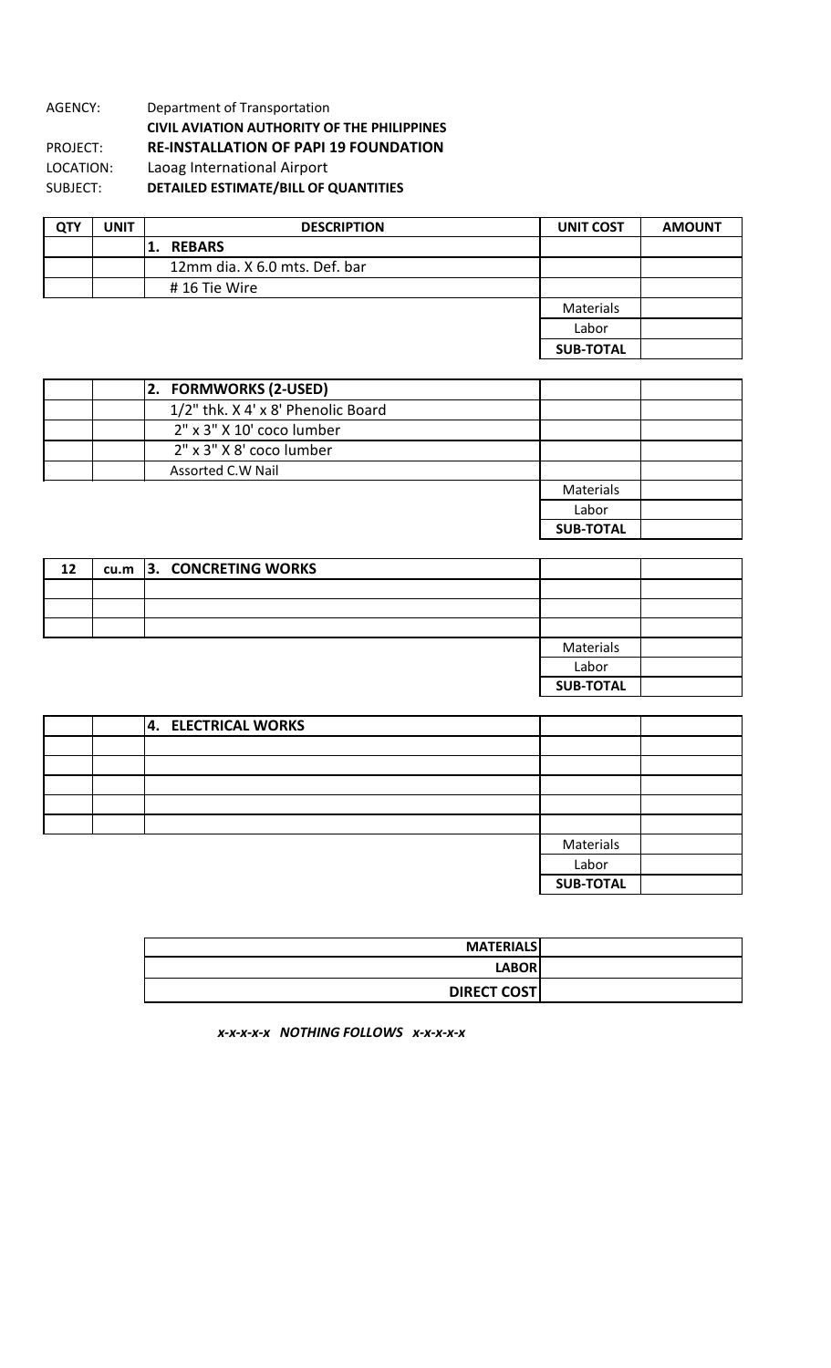AGENCY: Department of Transportation
**CIVIL AVIATION AUTHORITY OF THE PHILIPPINES**
PROJECT: **RE-INSTALLATION OF PAPI 19 FOUNDATION**
LOCATION: Laoag International Airport
SUBJECT: **DETAILED ESTIMATE/BILL OF QUANTITIES**

| QTY | UNIT | DESCRIPTION | UNIT COST | AMOUNT |
|---|---|---|---|---|
| | | **1. REBARS** | | |
| | | 12mm dia. X 6.0 mts. Def. bar | | |
| | | # 16 Tie Wire | | |
| | | | Materials | |
| | | | Labor | |
| | | | **SUB-TOTAL** | |

| QTY | UNIT | DESCRIPTION | UNIT COST | AMOUNT |
|---|---|---|---|---|
| | | **2. FORMWORKS (2-USED)** | | |
| | | 1/2" thk. X 4' x 8' Phenolic Board | | |
| | | 2" x 3" X 10' coco lumber | | |
| | | 2" x 3" X 8' coco lumber | | |
| | | Assorted C.W Nail | | |
| | | | Materials | |
| | | | Labor | |
| | | | **SUB-TOTAL** | |

| QTY | UNIT | DESCRIPTION | UNIT COST | AMOUNT |
|---|---|---|---|---|
| **12** | **cu.m** | **3. CONCRETING WORKS** | | |
| | | | | |
| | | | | |
| | | | | |
| | | | Materials | |
| | | | Labor | |
| | | | **SUB-TOTAL** | |

| QTY | UNIT | DESCRIPTION | UNIT COST | AMOUNT |
|---|---|---|---|---|
| | | **4. ELECTRICAL WORKS** | | |
| | | | | |
| | | | | |
| | | | | |
| | | | | |
| | | | | |
| | | | Materials | |
| | | | Labor | |
| | | | **SUB-TOTAL** | |

| | |
|---|---|
| **MATERIALS** | |
| **LABOR** | |
| **DIRECT COST** | |

***x-x-x-x-x NOTHING FOLLOWS x-x-x-x-x***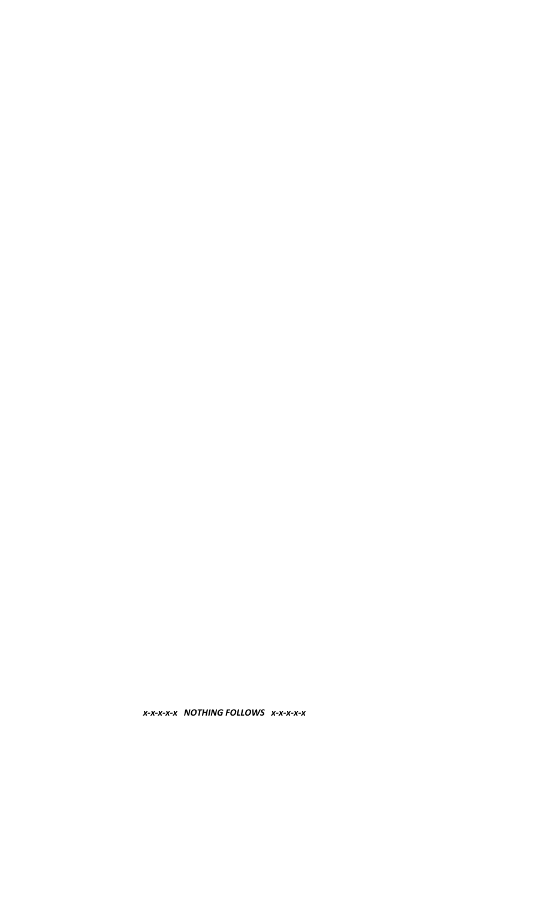***x-x-x-x-x NOTHING FOLLOWS x-x-x-x-x***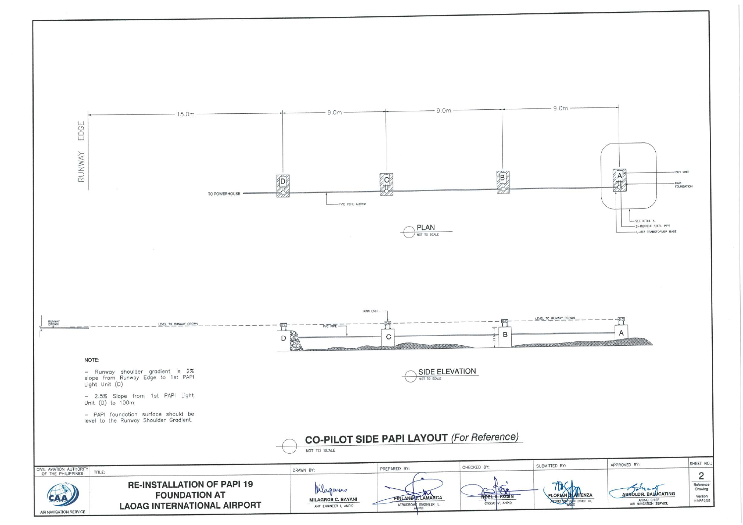RUNWAY EDGE

15.0m — 9.0m — 9.0m — 9.0m

D C B A

TO POWERHOUSE

PVC PIPE 63mmØ

PAPI UNIT

PAPI FOUNDATION

SEE DETAIL A

2-FLEXIBLE STEEL PIPE

L-867 TRANSFORMER BASE

## PLAN

NOT TO SCALE

RUNWAY CROWN

LEVEL TO RUNWAY CROWN

PAPI UNIT

PVC PIPE

LEVEL TO RUNWAY CROWN

D C B A

## SIDE ELEVATION

NOT TO SCALE

NOTE:

- Runway shoulder gradient is 2% slope from Runway Edge to 1st PAPI Light Unit (D)
- 2.5% Slope from 1st PAPI Light Unit (D) to 100m
- PAPI foundation surface should be level to the Runway Shoulder Gradient.

# CO-PILOT SIDE PAPI LAYOUT *(For Reference)*

NOT TO SCALE

| CIVIL AVIATION AUTHORITY OF THE PHILIPPINES | TITLE: | DRAWN BY: | PREPARED BY: | CHECKED BY: | SUBMITTED BY: | APPROVED BY: | SHEET NO.: |
|---|---|---|---|---|---|---|---|
| AIR NAVIGATION SERVICE | RE-INSTALLATION OF PAPI 19 FOUNDATION AT LAOAG INTERNATIONAL AIRPORT | MILAGROS C. BAYANI<br>ANF ENGINEER I, ANPID | FINLAND L. LAMARCA<br>AERODROME ENGINEER II, ANPID | NOEL A. ROSIN<br>CNSSO V, ANPID | FLORIAN B. LATENZA<br>ACTING DIVISION CHIEF III, ANPID | ARNOLD R. BALUCATING<br>ACTING CHIEF AIR NAVIGATION SERVICE | 2<br>Reference Drawing<br>Version 14 MAR 2022 |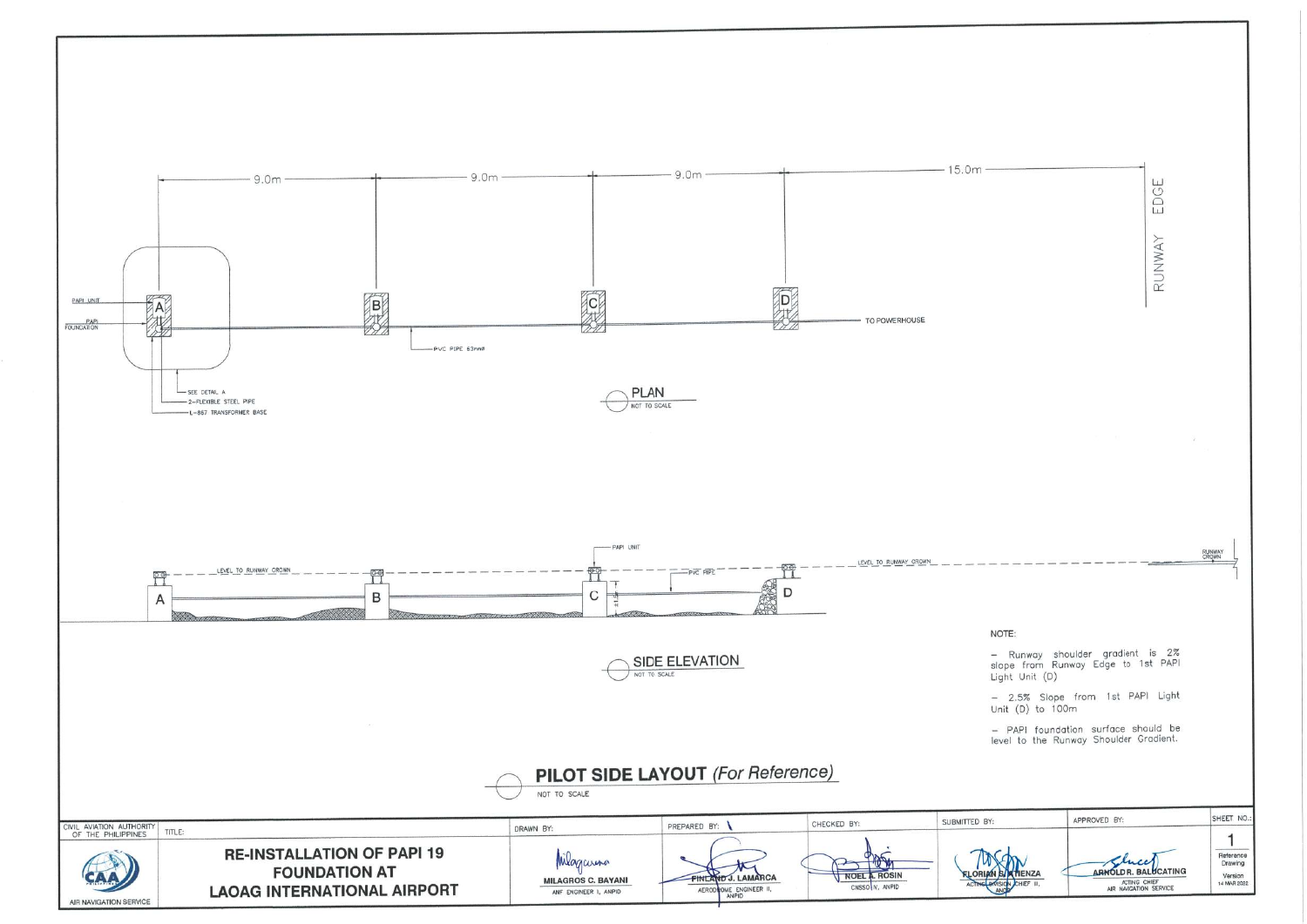9.0m — 9.0m — 9.0m — 15.0m

RUNWAY EDGE

PAPI UNIT

PAPI FOUNDATION

A B C D

TO POWERHOUSE

PVC PIPE 63mmø

SEE DETAIL A

2-FLEXIBLE STEEL PIPE

L-867 TRANSFORMER BASE

## PLAN

NOT TO SCALE

PAPI UNIT

LEVEL TO RUNWAY CROWN

PVC PIPE

LEVEL TO RUNWAY CROWN

RUNWAY CROWN

A B C D

## SIDE ELEVATION

NOT TO SCALE

NOTE:

- Runway shoulder gradient is 2% slope from Runway Edge to 1st PAPI Light Unit (D)
- 2.5% Slope from 1st PAPI Light Unit (D) to 100m
- PAPI foundation surface should be level to the Runway Shoulder Gradient.

## PILOT SIDE LAYOUT *(For Reference)*

NOT TO SCALE

| CIVIL AVIATION AUTHORITY OF THE PHILIPPINES | TITLE: | DRAWN BY: | PREPARED BY: | CHECKED BY: | SUBMITTED BY: | APPROVED BY: | SHEET NO.: |
|---|---|---|---|---|---|---|---|
| AIR NAVIGATION SERVICE | RE-INSTALLATION OF PAPI 19 FOUNDATION AT LAOAG INTERNATIONAL AIRPORT | MILAGROS C. BAYANI<br>ANF ENGINEER I, ANPID | FINLAND J. LAMARCA<br>AERODROME ENGINEER II, ANPID | NOEL A. ROSIN<br>CNSSO IV, ANPID | FLORIAN B. ATIENZA<br>ACTING DIVISION CHIEF II, ANPID | ARNOLD R. BALUCATING<br>ACTING CHIEF AIR NAVIGATION SERVICE | 1<br>Reference Drawing<br>Version<br>14 MAR 2022 |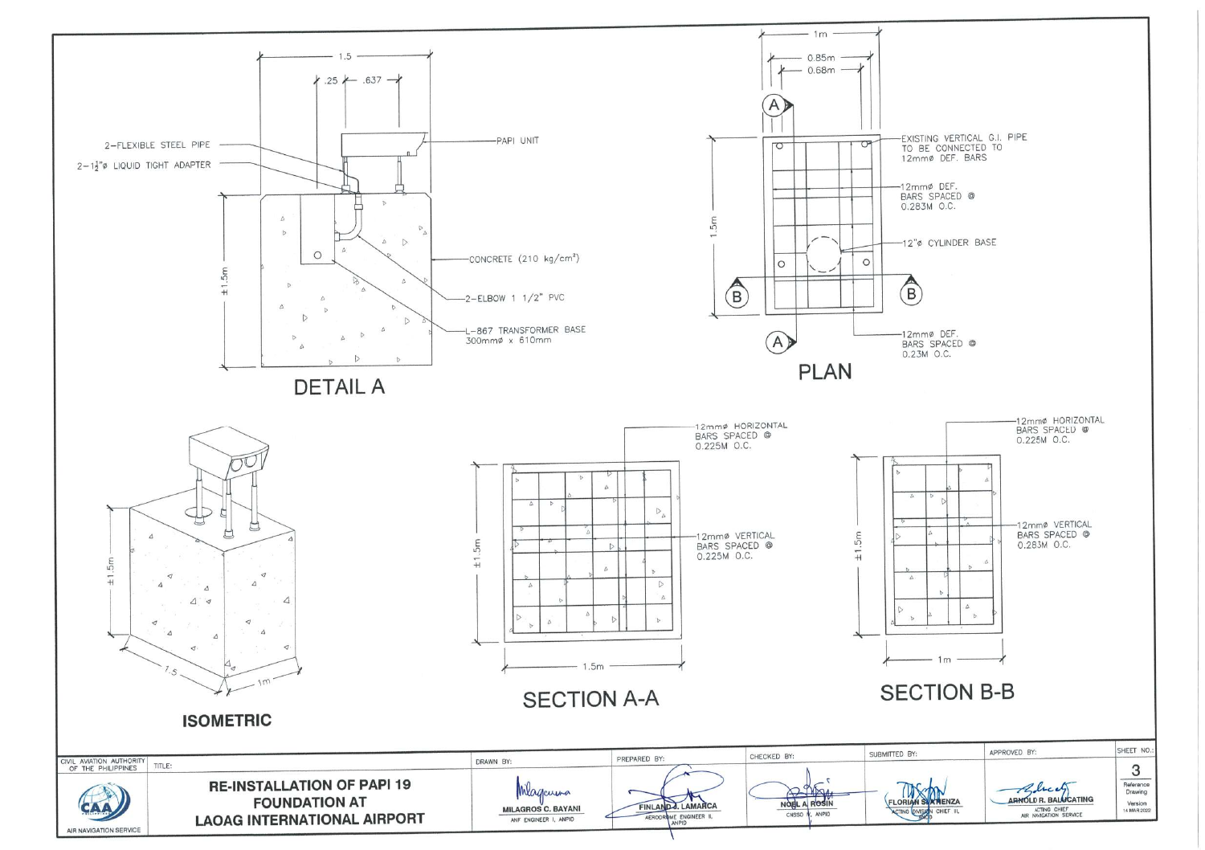## DETAIL A

1.5

.25 .637

2-FLEXIBLE STEEL PIPE

2-1½"ø LIQUID TIGHT ADAPTER

PAPI UNIT

±1.5m

CONCRETE (210 kg/cm²)

2-ELBOW 1 1/2" PVC

L-867 TRANSFORMER BASE
300mmø x 610mm

## PLAN

1m

0.85m

0.68m

1.5m

EXISTING VERTICAL G.I. PIPE TO BE CONNECTED TO 12mmø DEF. BARS

12mmø DEF. BARS SPACED @ 0.283M O.C.

12"ø CYLINDER BASE

12mmø DEF. BARS SPACED @ 0.23M O.C.

## ISOMETRIC

±1.5m

1.5

1m

## SECTION A-A

12mmø HORIZONTAL BARS SPACED @ 0.225M O.C.

12mmø VERTICAL BARS SPACED @ 0.225M O.C.

±1.5m

1.5m

## SECTION B-B

12mmø HORIZONTAL BARS SPACED @ 0.225M O.C.

12mmø VERTICAL BARS SPACED @ 0.283M O.C.

±1.5m

1m

| CIVIL AVIATION AUTHORITY OF THE PHILIPPINES | TITLE: | DRAWN BY: | PREPARED BY: | CHECKED BY: | SUBMITTED BY: | APPROVED BY: | SHEET NO.: |
|---|---|---|---|---|---|---|---|
| AIR NAVIGATION SERVICE | RE-INSTALLATION OF PAPI 19 FOUNDATION AT LAOAG INTERNATIONAL AIRPORT | MILAGROS C. BAYANI<br>ANF ENGINEER I, ANPID | FINLAND J. LAMARCA<br>AERODROME ENGINEER II, ANPID | NOEL A. ROSIN<br>CNSSO V, ANPID | FLORIAN S. KRENZA<br>ACTING DIVISION CHIEF III, ANPID | ARNOLD R. BALUCATING<br>ACTING CHIEF AIR NAVIGATION SERVICE | 3<br>Reference Drawing<br>Version 14 MAR 2022 |